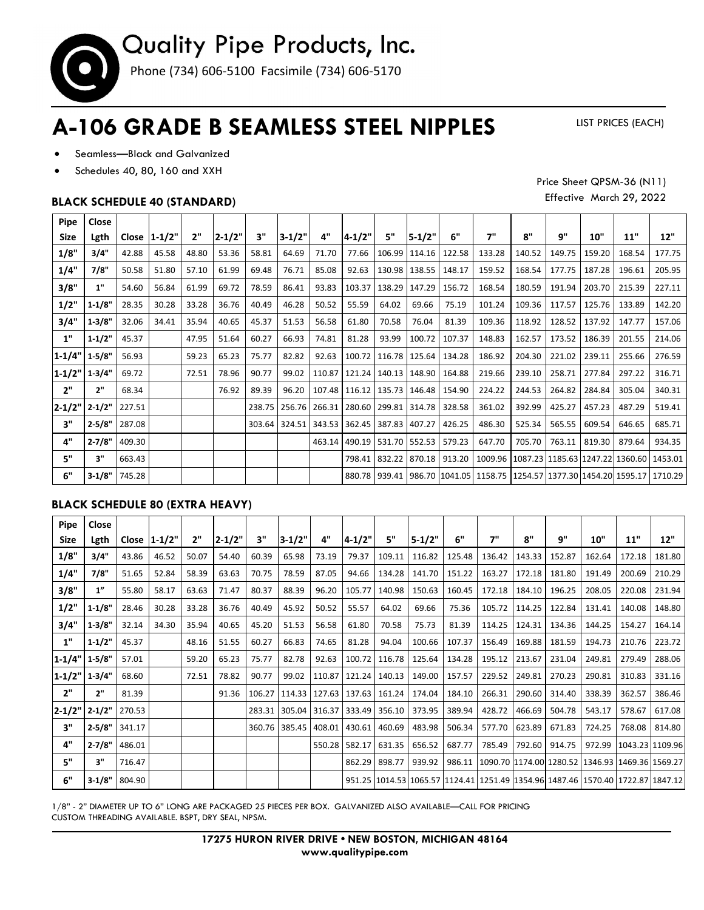# Quality Pipe Products, Inc.

Phone (734) 606-5100 Facsimile (734) 606-5170

# A-106 GRADE B SEAMLESS STEEL NIPPLES

LIST PRICES (EACH)

- Seamless—Black and Galvanized
- Schedules 40, 80, 160 and XXH

Price Sheet QPSM-36 (N11)
Effective March 29, 2022

### BLACK SCHEDULE 40 (STANDARD)

| Pipe Size | Close Lgth | Close | 1-1/2" | 2" | 2-1/2" | 3" | 3-1/2" | 4" | 4-1/2" | 5" | 5-1/2" | 6" | 7" | 8" | 9" | 10" | 11" | 12" |
|---|---|---|---|---|---|---|---|---|---|---|---|---|---|---|---|---|---|---|
| 1/8" | 3/4" | 42.88 | 45.58 | 48.80 | 53.36 | 58.81 | 64.69 | 71.70 | 77.66 | 106.99 | 114.16 | 122.58 | 133.28 | 140.52 | 149.75 | 159.20 | 168.54 | 177.75 |
| 1/4" | 7/8" | 50.58 | 51.80 | 57.10 | 61.99 | 69.48 | 76.71 | 85.08 | 92.63 | 130.98 | 138.55 | 148.17 | 159.52 | 168.54 | 177.75 | 187.28 | 196.61 | 205.95 |
| 3/8" | 1" | 54.60 | 56.84 | 61.99 | 69.72 | 78.59 | 86.41 | 93.83 | 103.37 | 138.29 | 147.29 | 156.72 | 168.54 | 180.59 | 191.94 | 203.70 | 215.39 | 227.11 |
| 1/2" | 1-1/8" | 28.35 | 30.28 | 33.28 | 36.76 | 40.49 | 46.28 | 50.52 | 55.59 | 64.02 | 69.66 | 75.19 | 101.24 | 109.36 | 117.57 | 125.76 | 133.89 | 142.20 |
| 3/4" | 1-3/8" | 32.06 | 34.41 | 35.94 | 40.65 | 45.37 | 51.53 | 56.58 | 61.80 | 70.58 | 76.04 | 81.39 | 109.36 | 118.92 | 128.52 | 137.92 | 147.77 | 157.06 |
| 1" | 1-1/2" | 45.37 | | 47.95 | 51.64 | 60.27 | 66.93 | 74.81 | 81.28 | 93.99 | 100.72 | 107.37 | 148.83 | 162.57 | 173.52 | 186.39 | 201.55 | 214.06 |
| 1-1/4" | 1-5/8" | 56.93 | | 59.23 | 65.23 | 75.77 | 82.82 | 92.63 | 100.72 | 116.78 | 125.64 | 134.28 | 186.92 | 204.30 | 221.02 | 239.11 | 255.66 | 276.59 |
| 1-1/2" | 1-3/4" | 69.72 | | 72.51 | 78.96 | 90.77 | 99.02 | 110.87 | 121.24 | 140.13 | 148.90 | 164.88 | 219.66 | 239.10 | 258.71 | 277.84 | 297.22 | 316.71 |
| 2" | 2" | 68.34 | | | 76.92 | 89.39 | 96.20 | 107.48 | 116.12 | 135.73 | 146.48 | 154.90 | 224.22 | 244.53 | 264.82 | 284.84 | 305.04 | 340.31 |
| 2-1/2" | 2-1/2" | 227.51 | | | | 238.75 | 256.76 | 266.31 | 280.60 | 299.81 | 314.78 | 328.58 | 361.02 | 392.99 | 425.27 | 457.23 | 487.29 | 519.41 |
| 3" | 2-5/8" | 287.08 | | | | 303.64 | 324.51 | 343.53 | 362.45 | 387.83 | 407.27 | 426.25 | 486.30 | 525.34 | 565.55 | 609.54 | 646.65 | 685.71 |
| 4" | 2-7/8" | 409.30 | | | | | | 463.14 | 490.19 | 531.70 | 552.53 | 579.23 | 647.70 | 705.70 | 763.11 | 819.30 | 879.64 | 934.35 |
| 5" | 3" | 663.43 | | | | | | | 798.41 | 832.22 | 870.18 | 913.20 | 1009.96 | 1087.23 | 1185.63 | 1247.22 | 1360.60 | 1453.01 |
| 6" | 3-1/8" | 745.28 | | | | | | | 880.78 | 939.41 | 986.70 | 1041.05 | 1158.75 | 1254.57 | 1377.30 | 1454.20 | 1595.17 | 1710.29 |

### BLACK SCHEDULE 80 (EXTRA HEAVY)

| Pipe Size | Close Lgth | Close | 1-1/2" | 2" | 2-1/2" | 3" | 3-1/2" | 4" | 4-1/2" | 5" | 5-1/2" | 6" | 7" | 8" | 9" | 10" | 11" | 12" |
|---|---|---|---|---|---|---|---|---|---|---|---|---|---|---|---|---|---|---|
| 1/8" | 3/4" | 43.86 | 46.52 | 50.07 | 54.40 | 60.39 | 65.98 | 73.19 | 79.37 | 109.11 | 116.82 | 125.48 | 136.42 | 143.33 | 152.87 | 162.64 | 172.18 | 181.80 |
| 1/4" | 7/8" | 51.65 | 52.84 | 58.39 | 63.63 | 70.75 | 78.59 | 87.05 | 94.66 | 134.28 | 141.70 | 151.22 | 163.27 | 172.18 | 181.80 | 191.49 | 200.69 | 210.29 |
| 3/8" | 1" | 55.80 | 58.17 | 63.63 | 71.47 | 80.37 | 88.39 | 96.20 | 105.77 | 140.98 | 150.63 | 160.45 | 172.18 | 184.10 | 196.25 | 208.05 | 220.08 | 231.94 |
| 1/2" | 1-1/8" | 28.46 | 30.28 | 33.28 | 36.76 | 40.49 | 45.92 | 50.52 | 55.57 | 64.02 | 69.66 | 75.36 | 105.72 | 114.25 | 122.84 | 131.41 | 140.08 | 148.80 |
| 3/4" | 1-3/8" | 32.14 | 34.30 | 35.94 | 40.65 | 45.20 | 51.53 | 56.58 | 61.80 | 70.58 | 75.73 | 81.39 | 114.25 | 124.31 | 134.36 | 144.25 | 154.27 | 164.14 |
| 1" | 1-1/2" | 45.37 | | 48.16 | 51.55 | 60.27 | 66.83 | 74.65 | 81.28 | 94.04 | 100.66 | 107.37 | 156.49 | 169.88 | 181.59 | 194.73 | 210.76 | 223.72 |
| 1-1/4" | 1-5/8" | 57.01 | | 59.20 | 65.23 | 75.77 | 82.78 | 92.63 | 100.72 | 116.78 | 125.64 | 134.28 | 195.12 | 213.67 | 231.04 | 249.81 | 279.49 | 288.06 |
| 1-1/2" | 1-3/4" | 68.60 | | 72.51 | 78.82 | 90.77 | 99.02 | 110.87 | 121.24 | 140.13 | 149.00 | 157.57 | 229.52 | 249.81 | 270.23 | 290.81 | 310.83 | 331.16 |
| 2" | 2" | 81.39 | | | 91.36 | 106.27 | 114.33 | 127.63 | 137.63 | 161.24 | 174.04 | 184.10 | 266.31 | 290.60 | 314.40 | 338.39 | 362.57 | 386.46 |
| 2-1/2" | 2-1/2" | 270.53 | | | | 283.31 | 305.04 | 316.37 | 333.49 | 356.10 | 373.95 | 389.94 | 428.72 | 466.69 | 504.78 | 543.17 | 578.67 | 617.08 |
| 3" | 2-5/8" | 341.17 | | | | 360.76 | 385.45 | 408.01 | 430.61 | 460.69 | 483.98 | 506.34 | 577.70 | 623.89 | 671.83 | 724.25 | 768.08 | 814.80 |
| 4" | 2-7/8" | 486.01 | | | | | | 550.28 | 582.17 | 631.35 | 656.52 | 687.77 | 785.49 | 792.60 | 914.75 | 972.99 | 1043.23 | 1109.96 |
| 5" | 3" | 716.47 | | | | | | | 862.29 | 898.77 | 939.92 | 986.11 | 1090.70 | 1174.00 | 1280.52 | 1346.93 | 1469.36 | 1569.27 |
| 6" | 3-1/8" | 804.90 | | | | | | | 951.25 | 1014.53 | 1065.57 | 1124.41 | 1251.49 | 1354.96 | 1487.46 | 1570.40 | 1722.87 | 1847.12 |

1/8" - 2" DIAMETER UP TO 6" LONG ARE PACKAGED 25 PIECES PER BOX. GALVANIZED ALSO AVAILABLE—CALL FOR PRICING
CUSTOM THREADING AVAILABLE. BSPT, DRY SEAL, NPSM.

**17275 HURON RIVER DRIVE • NEW BOSTON, MICHIGAN 48164**
**www.qualitypipe.com**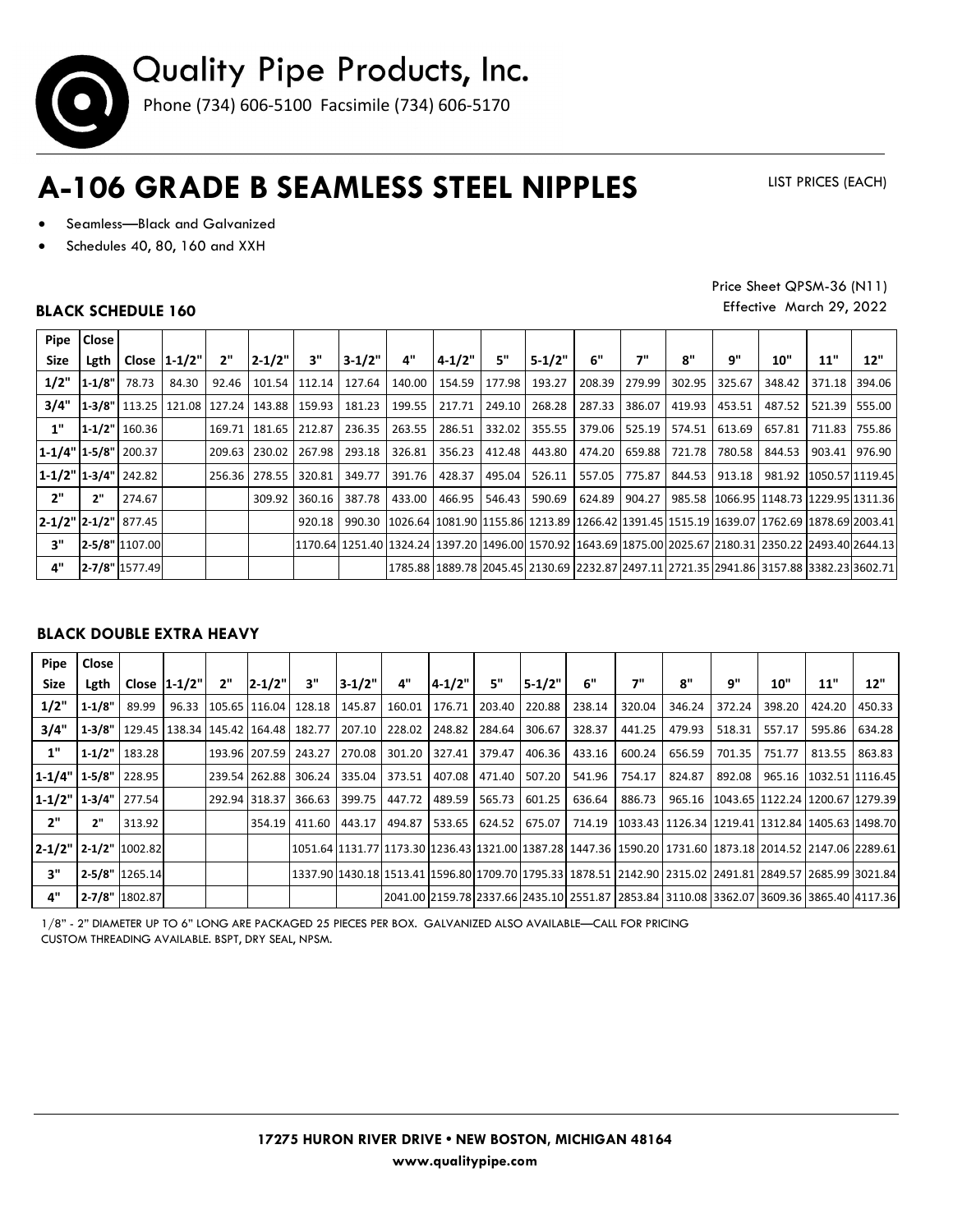Quality Pipe Products, Inc.

Phone (734) 606-5100 Facsimile (734) 606-5170

# A-106 GRADE B SEAMLESS STEEL NIPPLES

LIST PRICES (EACH)

- Seamless—Black and Galvanized
- Schedules 40, 80, 160 and XXH

Price Sheet QPSM-36 (N11)
Effective March 29, 2022

### BLACK SCHEDULE 160

| Pipe Size | Close Lgth | Close | 1-1/2" | 2" | 2-1/2" | 3" | 3-1/2" | 4" | 4-1/2" | 5" | 5-1/2" | 6" | 7" | 8" | 9" | 10" | 11" | 12" |
|---|---|---|---|---|---|---|---|---|---|---|---|---|---|---|---|---|---|---|
| 1/2" | 1-1/8" | 78.73 | 84.30 | 92.46 | 101.54 | 112.14 | 127.64 | 140.00 | 154.59 | 177.98 | 193.27 | 208.39 | 279.99 | 302.95 | 325.67 | 348.42 | 371.18 | 394.06 |
| 3/4" | 1-3/8" | 113.25 | 121.08 | 127.24 | 143.88 | 159.93 | 181.23 | 199.55 | 217.71 | 249.10 | 268.28 | 287.33 | 386.07 | 419.93 | 453.51 | 487.52 | 521.39 | 555.00 |
| 1" | 1-1/2" | 160.36 | | 169.71 | 181.65 | 212.87 | 236.35 | 263.55 | 286.51 | 332.02 | 355.55 | 379.06 | 525.19 | 574.51 | 613.69 | 657.81 | 711.83 | 755.86 |
| 1-1/4" | 1-5/8" | 200.37 | | 209.63 | 230.02 | 267.98 | 293.18 | 326.81 | 356.23 | 412.48 | 443.80 | 474.20 | 659.88 | 721.78 | 780.58 | 844.53 | 903.41 | 976.90 |
| 1-1/2" | 1-3/4" | 242.82 | | 256.36 | 278.55 | 320.81 | 349.77 | 391.76 | 428.37 | 495.04 | 526.11 | 557.05 | 775.87 | 844.53 | 913.18 | 981.92 | 1050.57 | 1119.45 |
| 2" | 2" | 274.67 | | | 309.92 | 360.16 | 387.78 | 433.00 | 466.95 | 546.43 | 590.69 | 624.89 | 904.27 | 985.58 | 1066.95 | 1148.73 | 1229.95 | 1311.36 |
| 2-1/2" | 2-1/2" | 877.45 | | | | 920.18 | 990.30 | 1026.64 | 1081.90 | 1155.86 | 1213.89 | 1266.42 | 1391.45 | 1515.19 | 1639.07 | 1762.69 | 1878.69 | 2003.41 |
| 3" | 2-5/8" | 1107.00 | | | | 1170.64 | 1251.40 | 1324.24 | 1397.20 | 1496.00 | 1570.92 | 1643.69 | 1875.00 | 2025.67 | 2180.31 | 2350.22 | 2493.40 | 2644.13 |
| 4" | 2-7/8" | 1577.49 | | | | | | 1785.88 | 1889.78 | 2045.45 | 2130.69 | 2232.87 | 2497.11 | 2721.35 | 2941.86 | 3157.88 | 3382.23 | 3602.71 |

### BLACK DOUBLE EXTRA HEAVY

| Pipe Size | Close Lgth | Close | 1-1/2" | 2" | 2-1/2" | 3" | 3-1/2" | 4" | 4-1/2" | 5" | 5-1/2" | 6" | 7" | 8" | 9" | 10" | 11" | 12" |
|---|---|---|---|---|---|---|---|---|---|---|---|---|---|---|---|---|---|---|
| 1/2" | 1-1/8" | 89.99 | 96.33 | 105.65 | 116.04 | 128.18 | 145.87 | 160.01 | 176.71 | 203.40 | 220.88 | 238.14 | 320.04 | 346.24 | 372.24 | 398.20 | 424.20 | 450.33 |
| 3/4" | 1-3/8" | 129.45 | 138.34 | 145.42 | 164.48 | 182.77 | 207.10 | 228.02 | 248.82 | 284.64 | 306.67 | 328.37 | 441.25 | 479.93 | 518.31 | 557.17 | 595.86 | 634.28 |
| 1" | 1-1/2" | 183.28 | | 193.96 | 207.59 | 243.27 | 270.08 | 301.20 | 327.41 | 379.47 | 406.36 | 433.16 | 600.24 | 656.59 | 701.35 | 751.77 | 813.55 | 863.83 |
| 1-1/4" | 1-5/8" | 228.95 | | 239.54 | 262.88 | 306.24 | 335.04 | 373.51 | 407.08 | 471.40 | 507.20 | 541.96 | 754.17 | 824.87 | 892.08 | 965.16 | 1032.51 | 1116.45 |
| 1-1/2" | 1-3/4" | 277.54 | | 292.94 | 318.37 | 366.63 | 399.75 | 447.72 | 489.59 | 565.73 | 601.25 | 636.64 | 886.73 | 965.16 | 1043.65 | 1122.24 | 1200.67 | 1279.39 |
| 2" | 2" | 313.92 | | | 354.19 | 411.60 | 443.17 | 494.87 | 533.65 | 624.52 | 675.07 | 714.19 | 1033.43 | 1126.34 | 1219.41 | 1312.84 | 1405.63 | 1498.70 |
| 2-1/2" | 2-1/2" | 1002.82 | | | | 1051.64 | 1131.77 | 1173.30 | 1236.43 | 1321.00 | 1387.28 | 1447.36 | 1590.20 | 1731.60 | 1873.18 | 2014.52 | 2147.06 | 2289.61 |
| 3" | 2-5/8" | 1265.14 | | | | 1337.90 | 1430.18 | 1513.41 | 1596.80 | 1709.70 | 1795.33 | 1878.51 | 2142.90 | 2315.02 | 2491.81 | 2849.57 | 2685.99 | 3021.84 |
| 4" | 2-7/8" | 1802.87 | | | | | | 2041.00 | 2159.78 | 2337.66 | 2435.10 | 2551.87 | 2853.84 | 3110.08 | 3362.07 | 3609.36 | 3865.40 | 4117.36 |

1/8" - 2" DIAMETER UP TO 6" LONG ARE PACKAGED 25 PIECES PER BOX. GALVANIZED ALSO AVAILABLE—CALL FOR PRICING
CUSTOM THREADING AVAILABLE. BSPT, DRY SEAL, NPSM.

**17275 HURON RIVER DRIVE • NEW BOSTON, MICHIGAN 48164**
**www.qualitypipe.com**